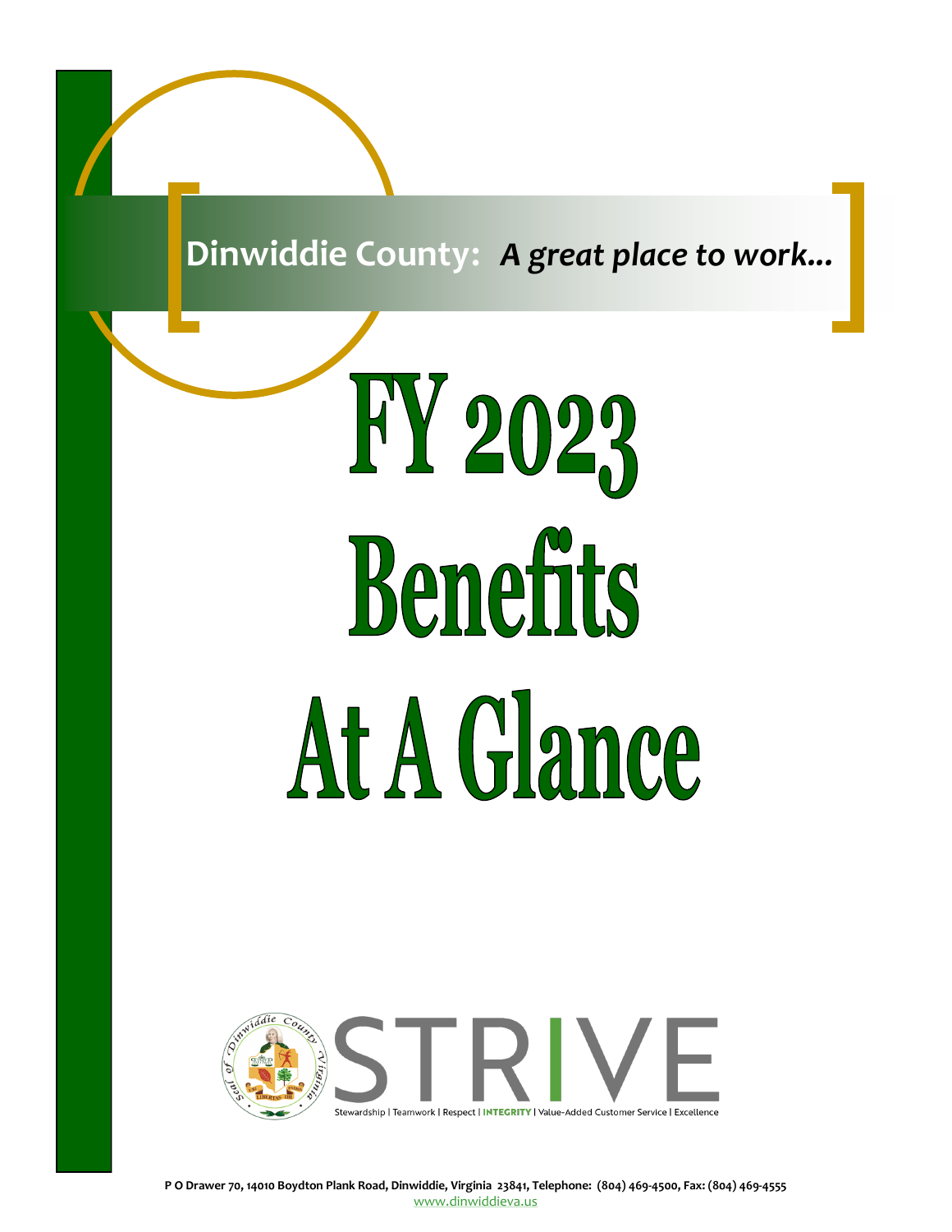**Dinwiddie County:** ***A great place to work...***

# FY 2023 Benefits At A Glance

STRIVE

Stewardship | Teamwork | Respect | **INTEGRITY** | Value-Added Customer Service | Excellence

**P O Drawer 70, 14010 Boydton Plank Road, Dinwiddie, Virginia 23841, Telephone: (804) 469-4500, Fax: (804) 469-4555**

www.dinwiddieva.us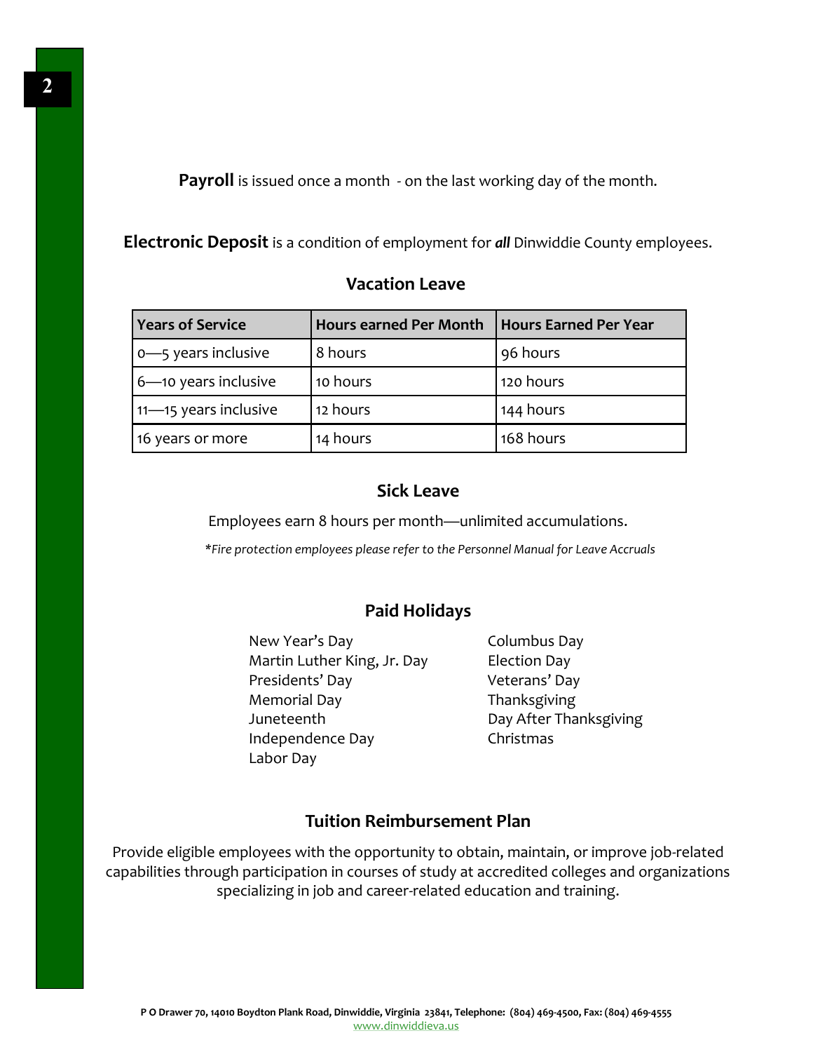**Payroll** is issued once a month - on the last working day of the month.

**Electronic Deposit** is a condition of employment for ***all*** Dinwiddie County employees.

## Vacation Leave

| Years of Service | Hours earned Per Month | Hours Earned Per Year |
|---|---|---|
| 0—5 years inclusive | 8 hours | 96 hours |
| 6—10 years inclusive | 10 hours | 120 hours |
| 11—15 years inclusive | 12 hours | 144 hours |
| 16 years or more | 14 hours | 168 hours |

## Sick Leave

Employees earn 8 hours per month—unlimited accumulations.

*\*Fire protection employees please refer to the Personnel Manual for Leave Accruals*

## Paid Holidays

- New Year's Day
- Martin Luther King, Jr. Day
- Presidents' Day
- Memorial Day
- Juneteenth
- Independence Day
- Labor Day
- Columbus Day
- Election Day
- Veterans' Day
- Thanksgiving
- Day After Thanksgiving
- Christmas

## Tuition Reimbursement Plan

Provide eligible employees with the opportunity to obtain, maintain, or improve job-related capabilities through participation in courses of study at accredited colleges and organizations specializing in job and career-related education and training.

**P O Drawer 70, 14010 Boydton Plank Road, Dinwiddie, Virginia 23841, Telephone: (804) 469-4500, Fax: (804) 469-4555**
www.dinwiddieva.us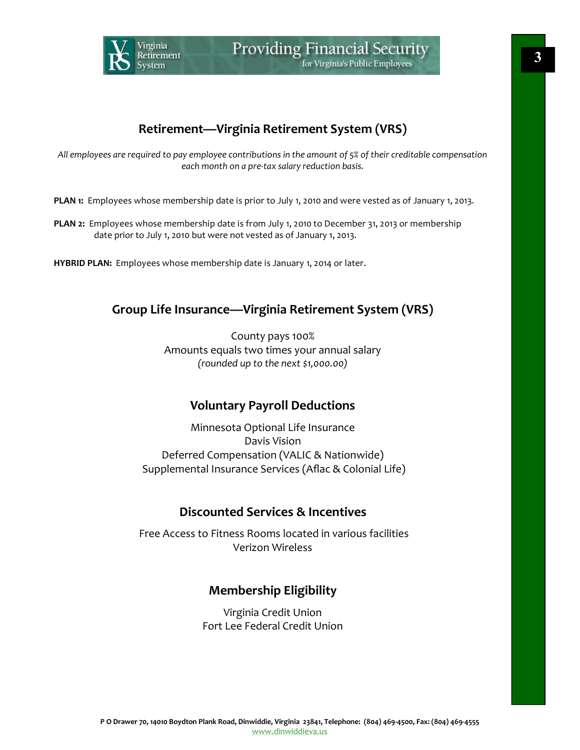## Retirement—Virginia Retirement System (VRS)

*All employees are required to pay employee contributions in the amount of 5% of their creditable compensation each month on a pre-tax salary reduction basis.*

**PLAN 1:** Employees whose membership date is prior to July 1, 2010 and were vested as of January 1, 2013.

**PLAN 2:** Employees whose membership date is from July 1, 2010 to December 31, 2013 or membership date prior to July 1, 2010 but were not vested as of January 1, 2013.

**HYBRID PLAN:** Employees whose membership date is January 1, 2014 or later.

## Group Life Insurance—Virginia Retirement System (VRS)

County pays 100%
Amounts equals two times your annual salary
*(rounded up to the next $1,000.00)*

## Voluntary Payroll Deductions

Minnesota Optional Life Insurance
Davis Vision
Deferred Compensation (VALIC & Nationwide)
Supplemental Insurance Services (Aflac & Colonial Life)

## Discounted Services & Incentives

Free Access to Fitness Rooms located in various facilities
Verizon Wireless

## Membership Eligibility

Virginia Credit Union
Fort Lee Federal Credit Union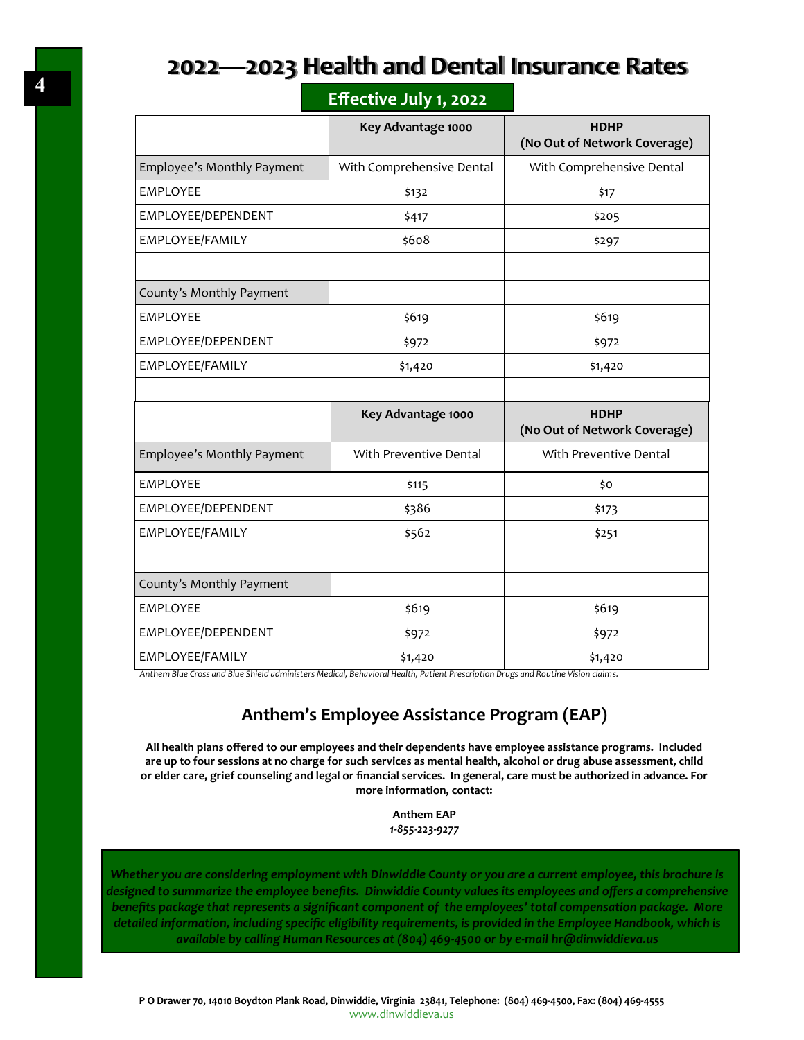# 2022—2023 Health and Dental Insurance Rates

## Effective July 1, 2022

| | Key Advantage 1000 | HDHP (No Out of Network Coverage) |
|---|---|---|
| Employee's Monthly Payment | With Comprehensive Dental | With Comprehensive Dental |
| EMPLOYEE | $132 | $17 |
| EMPLOYEE/DEPENDENT | $417 | $205 |
| EMPLOYEE/FAMILY | $608 | $297 |
| | | |
| County's Monthly Payment | | |
| EMPLOYEE | $619 | $619 |
| EMPLOYEE/DEPENDENT | $972 | $972 |
| EMPLOYEE/FAMILY | $1,420 | $1,420 |

| | Key Advantage 1000 | HDHP (No Out of Network Coverage) |
|---|---|---|
| Employee's Monthly Payment | With Preventive Dental | With Preventive Dental |
| EMPLOYEE | $115 | $0 |
| EMPLOYEE/DEPENDENT | $386 | $173 |
| EMPLOYEE/FAMILY | $562 | $251 |
| | | |
| County's Monthly Payment | | |
| EMPLOYEE | $619 | $619 |
| EMPLOYEE/DEPENDENT | $972 | $972 |
| EMPLOYEE/FAMILY | $1,420 | $1,420 |

*Anthem Blue Cross and Blue Shield administers Medical, Behavioral Health, Patient Prescription Drugs and Routine Vision claims.*

## Anthem's Employee Assistance Program (EAP)

**All health plans offered to our employees and their dependents have employee assistance programs. Included are up to four sessions at no charge for such services as mental health, alcohol or drug abuse assessment, child or elder care, grief counseling and legal or financial services. In general, care must be authorized in advance. For more information, contact:**

**Anthem EAP**
***1-855-223-9277***

***Whether you are considering employment with Dinwiddie County or you are a current employee, this brochure is designed to summarize the employee benefits. Dinwiddie County values its employees and offers a comprehensive benefits package that represents a significant component of the employees' total compensation package. More detailed information, including specific eligibility requirements, is provided in the Employee Handbook, which is available by calling Human Resources at (804) 469-4500 or by e-mail hr@dinwiddieva.us***

**P O Drawer 70, 14010 Boydton Plank Road, Dinwiddie, Virginia 23841, Telephone: (804) 469-4500, Fax: (804) 469-4555**
www.dinwiddieva.us